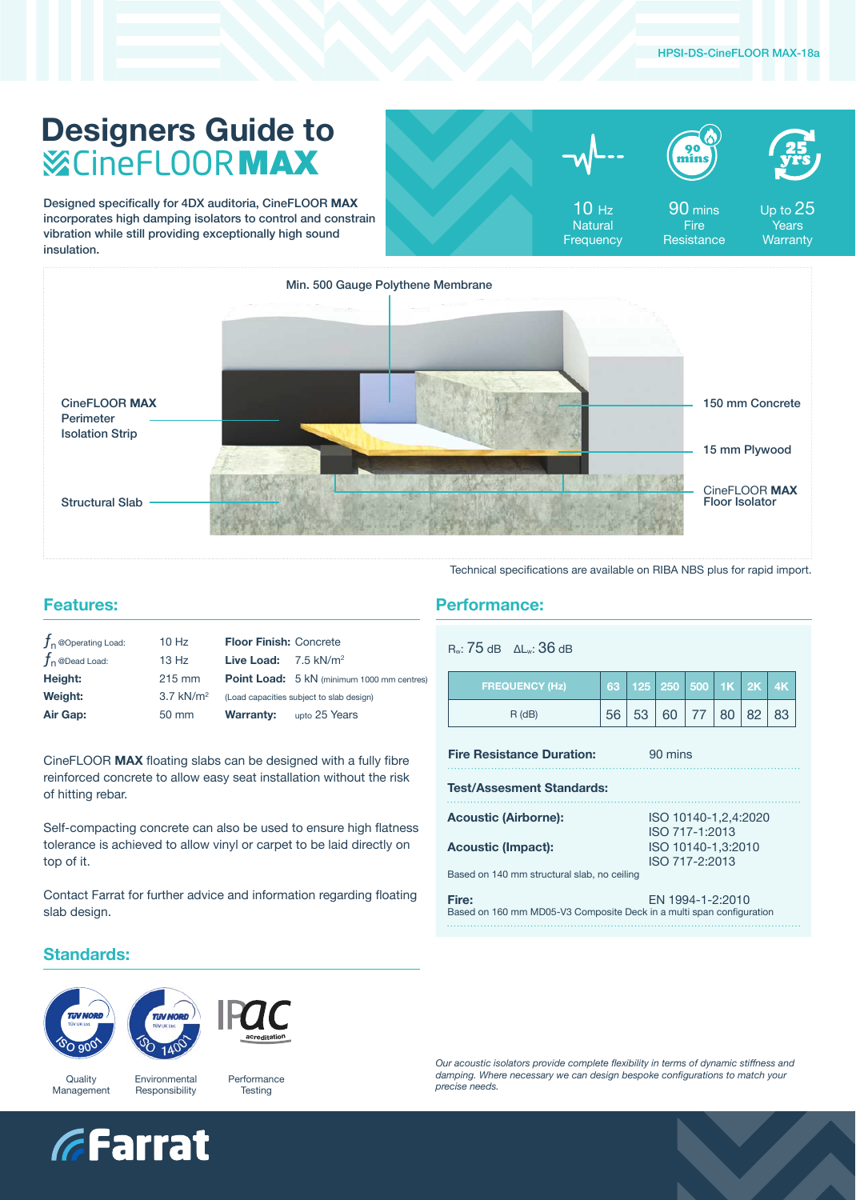HPSI-DS-CineFLOOR MAX-18a

# Designers Guide to CineFLOOR MAX

Designed specifically for 4DX auditoria, CineFLOOR **MAX** incorporates high damping isolators to control and constrain vibration while still providing exceptionally high sound insulation.

10 Hz Natural Frequency

90 mins Fire Resistance

Up to 25 Years Warranty

Min. 500 Gauge Polythene Membrane

CineFLOOR **MAX** Perimeter Isolation Strip

Structural Slab

150 mm Concrete

15 mm Plywood

CineFLOOR **MAX** Floor Isolator

Technical specifications are available on RIBA NBS plus for rapid import.

## Features:

| | | | |
|---|---|---|---|
| $f_n$ @Operating Load: | 10 Hz | **Floor Finish:** | Concrete |
| $f_n$ @Dead Load: | 13 Hz | **Live Load:** | 7.5 kN/m² |
| **Height:** | 215 mm | **Point Load:** | 5 kN (minimum 1000 mm centres) |
| **Weight:** | 3.7 kN/m² | | (Load capacities subject to slab design) |
| **Air Gap:** | 50 mm | **Warranty:** | upto 25 Years |

CineFLOOR **MAX** floating slabs can be designed with a fully fibre reinforced concrete to allow easy seat installation without the risk of hitting rebar.

Self-compacting concrete can also be used to ensure high flatness tolerance is achieved to allow vinyl or carpet to be laid directly on top of it.

Contact Farrat for further advice and information regarding floating slab design.

## Performance:

$R_w$: 75 dB $\Delta L_w$: 36 dB

| FREQUENCY (Hz) | 63 | 125 | 250 | 500 | 1K | 2K | 4K |
|---|---|---|---|---|---|---|---|
| R (dB) | 56 | 53 | 60 | 77 | 80 | 82 | 83 |

**Fire Resistance Duration:** 90 mins

**Test/Assesment Standards:**

**Acoustic (Airborne):** ISO 10140-1,2,4:2020, ISO 717-1:2013

**Acoustic (Impact):** ISO 10140-1,3:2010, ISO 717-2:2013

Based on 140 mm structural slab, no ceiling

**Fire:** EN 1994-1-2:2010

Based on 160 mm MD05-V3 Composite Deck in a multi span configuration

## Standards:

Quality Management

Environmental Responsibility

Performance Testing

*Our acoustic isolators provide complete flexibility in terms of dynamic stiffness and damping. Where necessary we can design bespoke configurations to match your precise needs.*

Farrat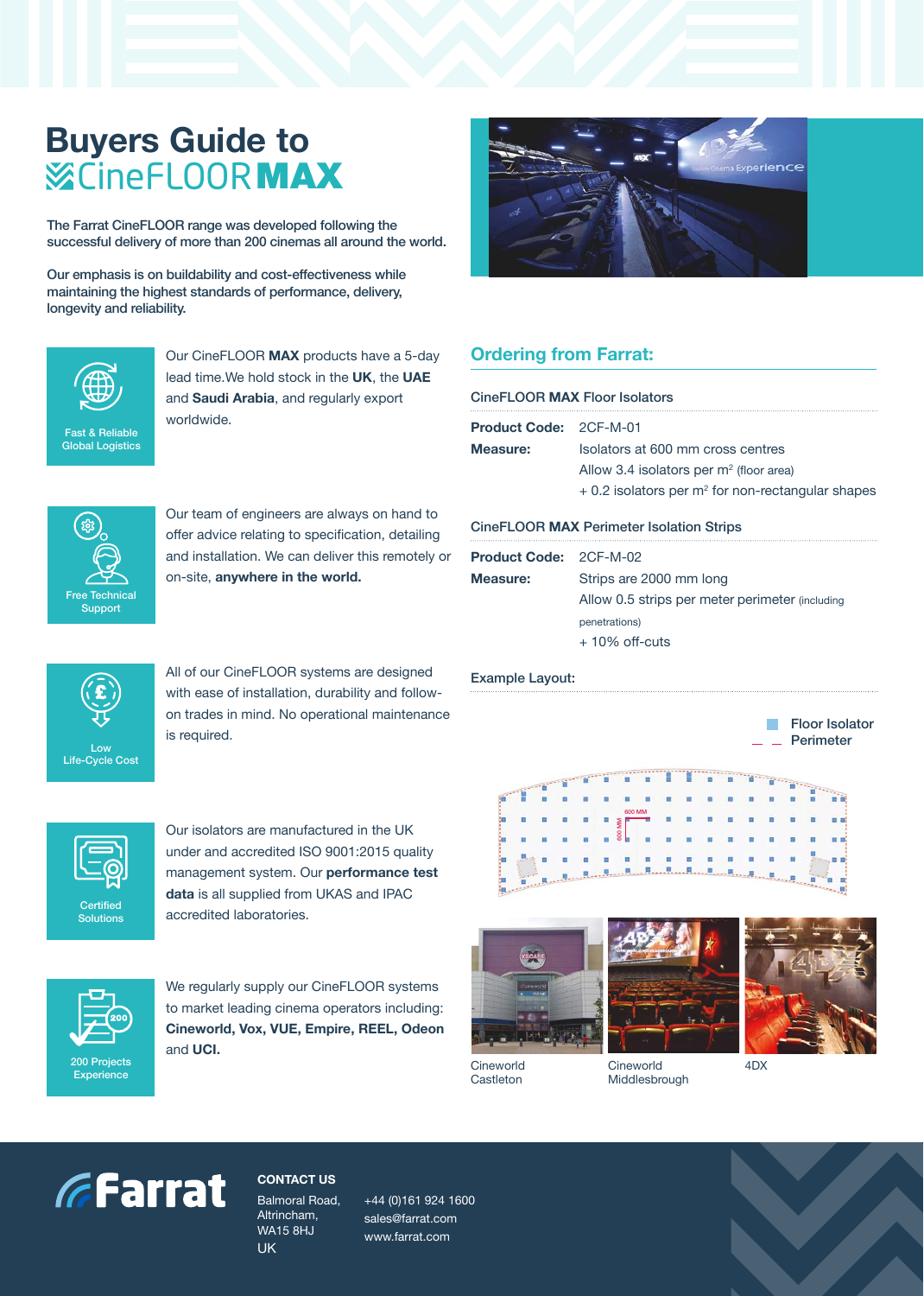# Buyers Guide to CineFLOOR **MAX**

The Farrat CineFLOOR range was developed following the successful delivery of more than 200 cinemas all around the world.

Our emphasis is on buildability and cost-effectiveness while maintaining the highest standards of performance, delivery, longevity and reliability.

**Fast & Reliable Global Logistics**

Our CineFLOOR **MAX** products have a 5-day lead time.We hold stock in the **UK**, the **UAE** and **Saudi Arabia**, and regularly export worldwide.

**Free Technical Support**

Our team of engineers are always on hand to offer advice relating to specification, detailing and installation. We can deliver this remotely or on-site, **anywhere in the world.**

**Low Life-Cycle Cost**

All of our CineFLOOR systems are designed with ease of installation, durability and follow-on trades in mind. No operational maintenance is required.

**Certified Solutions**

Our isolators are manufactured in the UK under and accredited ISO 9001:2015 quality management system. Our **performance test data** is all supplied from UKAS and IPAC accredited laboratories.

**200 Projects Experience**

We regularly supply our CineFLOOR systems to market leading cinema operators including: **Cineworld, Vox, VUE, Empire, REEL, Odeon** and **UCI.**

## Ordering from Farrat:

### CineFLOOR **MAX** Floor Isolators

**Product Code:** 2CF-M-01

**Measure:** Isolators at 600 mm cross centres
Allow 3.4 isolators per m² (floor area)
+ 0.2 isolators per m² for non-rectangular shapes

### CineFLOOR **MAX** Perimeter Isolation Strips

**Product Code:** 2CF-M-02

**Measure:** Strips are 2000 mm long
Allow 0.5 strips per meter perimeter (including penetrations)
+ 10% off-cuts

### Example Layout:

Floor Isolator
Perimeter
600 MM
600 MM

Cineworld Castleton

Cineworld Middlesbrough

4DX

**Farrat**

**CONTACT US**

Balmoral Road,
Altrincham,
WA15 8HJ
UK

+44 (0)161 924 1600
sales@farrat.com
www.farrat.com